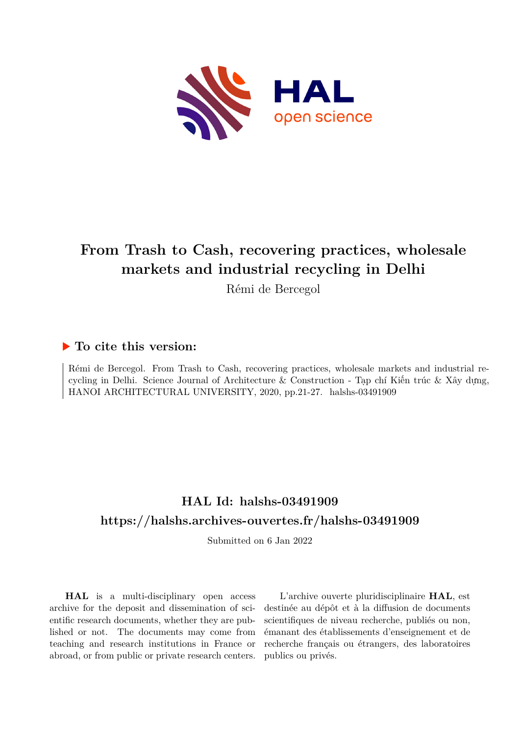# From Trash to Cash, recovering practices, wholesale markets and industrial recycling in Delhi

Rémi de Bercegol

## ▶ To cite this version:

Rémi de Bercegol. From Trash to Cash, recovering practices, wholesale markets and industrial recycling in Delhi. Science Journal of Architecture & Construction - Tạp chí Kiến trúc & Xây dựng, HANOI ARCHITECTURAL UNIVERSITY, 2020, pp.21-27. halshs-03491909

## HAL Id: halshs-03491909

## https://halshs.archives-ouvertes.fr/halshs-03491909

Submitted on 6 Jan 2022

**HAL** is a multi-disciplinary open access archive for the deposit and dissemination of scientific research documents, whether they are published or not. The documents may come from teaching and research institutions in France or abroad, or from public or private research centers.

L'archive ouverte pluridisciplinaire **HAL**, est destinée au dépôt et à la diffusion de documents scientifiques de niveau recherche, publiés ou non, émanant des établissements d'enseignement et de recherche français ou étrangers, des laboratoires publics ou privés.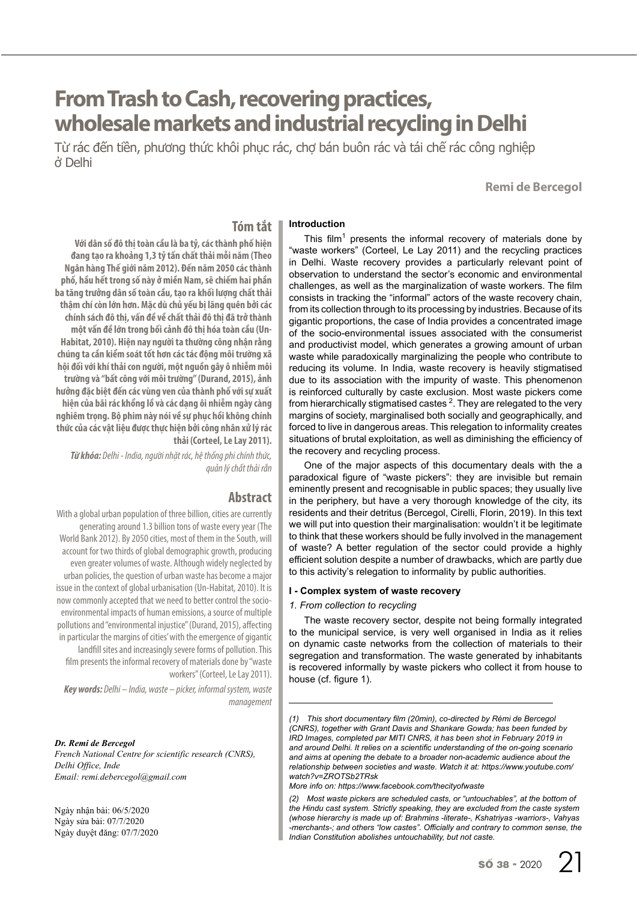# From Trash to Cash, recovering practices, wholesale markets and industrial recycling in Delhi

Từ rác đến tiền, phương thức khôi phục rác, chợ bán buôn rác và tái chế rác công nghiệp ở Delhi

**Remi de Bercegol**

## Tóm tắt

**Với dân số đô thị toàn cầu là ba tỷ, các thành phố hiện đang tạo ra khoảng 1,3 tỷ tấn chất thải mỗi năm (Theo Ngân hàng Thế giới năm 2012). Đến năm 2050 các thành phố, hầu hết trong số này ở miền Nam, sẽ chiếm hai phần ba tăng trưởng dân số toàn cầu, tạo ra khối lượng chất thải thậm chí còn lớn hơn. Mặc dù chủ yếu bị lãng quên bởi các chính sách đô thị, vấn đề về chất thải đô thị đã trở thành một vấn đề lớn trong bối cảnh đô thị hóa toàn cầu (Un-Habitat, 2010). Hiện nay người ta thường công nhận rằng chúng ta cần kiểm soát tốt hơn các tác động môi trường xã hội đối với khí thải con người, một nguồn gây ô nhiễm môi trường và "bất công với môi trường" (Durand, 2015), ảnh hưởng đặc biệt đến các vùng ven của thành phố với sự xuất hiện của bãi rác khổng lồ và các dạng ô nhiễm ngày càng nghiêm trọng. Bộ phim này nói về sự phục hồi không chính thức của các vật liệu được thực hiện bởi công nhân xử lý rác thải (Corteel, Le Lay 2011).**

***Từ khóa:*** *Delhi - India, người nhặt rác, hệ thống phi chính thức, quản lý chất thải rắn*

## Abstract

With a global urban population of three billion, cities are currently generating around 1.3 billion tons of waste every year (The World Bank 2012). By 2050 cities, most of them in the South, will account for two thirds of global demographic growth, producing even greater volumes of waste. Although widely neglected by urban policies, the question of urban waste has become a major issue in the context of global urbanisation (Un-Habitat, 2010). It is now commonly accepted that we need to better control the socio-environmental impacts of human emissions, a source of multiple pollutions and "environmental injustice" (Durand, 2015), affecting in particular the margins of cities' with the emergence of gigantic landfill sites and increasingly severe forms of pollution. This film presents the informal recovery of materials done by "waste workers" (Corteel, Le Lay 2011).

***Key words:*** *Delhi – India, waste – picker, informal system, waste management*

***Dr. Remi de Bercegol***
*French National Centre for scientific research (CNRS), Delhi Office, Inde*
*Email: remi.debercegol@gmail.com*

Ngày nhận bài: 06/5/2020
Ngày sửa bài: 07/7/2020
Ngày duyệt đăng: 07/7/2020

### Introduction

This film[1] presents the informal recovery of materials done by "waste workers" (Corteel, Le Lay 2011) and the recycling practices in Delhi. Waste recovery provides a particularly relevant point of observation to understand the sector's economic and environmental challenges, as well as the marginalization of waste workers. The film consists in tracking the "informal" actors of the waste recovery chain, from its collection through to its processing by industries. Because of its gigantic proportions, the case of India provides a concentrated image of the socio-environmental issues associated with the consumerist and productivist model, which generates a growing amount of urban waste while paradoxically marginalizing the people who contribute to reducing its volume. In India, waste recovery is heavily stigmatised due to its association with the impurity of waste. This phenomenon is reinforced culturally by caste exclusion. Most waste pickers come from hierarchically stigmatised castes [2]. They are relegated to the very margins of society, marginalised both socially and geographically, and forced to live in dangerous areas. This relegation to informality creates situations of brutal exploitation, as well as diminishing the efficiency of the recovery and recycling process.

One of the major aspects of this documentary deals with the a paradoxical figure of "waste pickers": they are invisible but remain eminently present and recognisable in public spaces; they usually live in the periphery, but have a very thorough knowledge of the city, its residents and their detritus (Bercegol, Cirelli, Florin, 2019). In this text we will put into question their marginalisation: wouldn't it be legitimate to think that these workers should be fully involved in the management of waste? A better regulation of the sector could provide a highly efficient solution despite a number of drawbacks, which are partly due to this activity's relegation to informality by public authorities.

### I - Complex system of waste recovery

*1. From collection to recycling*

The waste recovery sector, despite not being formally integrated to the municipal service, is very well organised in India as it relies on dynamic caste networks from the collection of materials to their segregation and transformation. The waste generated by inhabitants is recovered informally by waste pickers who collect it from house to house (cf. figure 1).

---

*(1) This short documentary film (20min), co-directed by Rémi de Bercegol (CNRS), together with Grant Davis and Shankare Gowda; has been funded by IRD Images, completed par MITI CNRS, it has been shot in February 2019 in and around Delhi. It relies on a scientific understanding of the on-going scenario and aims at opening the debate to a broader non-academic audience about the relationship between societies and waste. Watch it at: https://www.youtube.com/watch?v=ZROTSb2TRsk*
*More info on: https://www.facebook.com/thecityofwaste*

*(2) Most waste pickers are scheduled casts, or "untouchables", at the bottom of the Hindu cast system. Strictly speaking, they are excluded from the caste system (whose hierarchy is made up of: Brahmins -literate-, Kshatriyas -warriors-, Vahyas -merchants-; and others "low castes". Officially and contrary to common sense, the Indian Constitution abolishes untouchability, but not caste.*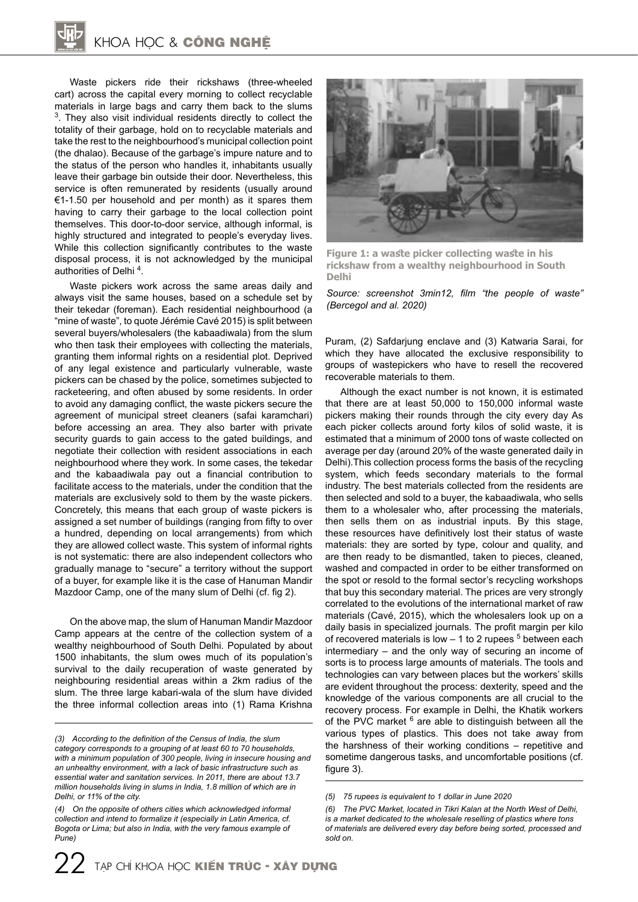Waste pickers ride their rickshaws (three-wheeled cart) across the capital every morning to collect recyclable materials in large bags and carry them back to the slums [3]. They also visit individual residents directly to collect the totality of their garbage, hold on to recyclable materials and take the rest to the neighbourhood's municipal collection point (the dhalao). Because of the garbage's impure nature and to the status of the person who handles it, inhabitants usually leave their garbage bin outside their door. Nevertheless, this service is often remunerated by residents (usually around €1-1.50 per household and per month) as it spares them having to carry their garbage to the local collection point themselves. This door-to-door service, although informal, is highly structured and integrated to people's everyday lives. While this collection significantly contributes to the waste disposal process, it is not acknowledged by the municipal authorities of Delhi [4].

Waste pickers work across the same areas daily and always visit the same houses, based on a schedule set by their tekedar (foreman). Each residential neighbourhood (a "mine of waste", to quote Jérémie Cavé 2015) is split between several buyers/wholesalers (the kabaadiwala) from the slum who then task their employees with collecting the materials, granting them informal rights on a residential plot. Deprived of any legal existence and particularly vulnerable, waste pickers can be chased by the police, sometimes subjected to racketeering, and often abused by some residents. In order to avoid any damaging conflict, the waste pickers secure the agreement of municipal street cleaners (safai karamchari) before accessing an area. They also barter with private security guards to gain access to the gated buildings, and negotiate their collection with resident associations in each neighbourhood where they work. In some cases, the tekedar and the kabaadiwala pay out a financial contribution to facilitate access to the materials, under the condition that the materials are exclusively sold to them by the waste pickers. Concretely, this means that each group of waste pickers is assigned a set number of buildings (ranging from fifty to over a hundred, depending on local arrangements) from which they are allowed collect waste. This system of informal rights is not systematic: there are also independent collectors who gradually manage to "secure" a territory without the support of a buyer, for example like it is the case of Hanuman Mandir Mazdoor Camp, one of the many slum of Delhi (cf. fig 2).

On the above map, the slum of Hanuman Mandir Mazdoor Camp appears at the centre of the collection system of a wealthy neighbourhood of South Delhi. Populated by about 1500 inhabitants, the slum owes much of its population's survival to the daily recuperation of waste generated by neighbouring residential areas within a 2km radius of the slum. The three large kabari-wala of the slum have divided the three informal collection areas into (1) Rama Krishna Puram, (2) Safdarjung enclave and (3) Katwaria Sarai, for which they have allocated the exclusive responsibility to groups of wastepickers who have to resell the recovered recoverable materials to them.

**Figure 1: a waste picker collecting waste in his rickshaw from a wealthy neighbourhood in South Delhi**

*Source: screenshot 3min12, film "the people of waste" (Bercegol and al. 2020)*

Although the exact number is not known, it is estimated that there are at least 50,000 to 150,000 informal waste pickers making their rounds through the city every day As each picker collects around forty kilos of solid waste, it is estimated that a minimum of 2000 tons of waste collected on average per day (around 20% of the waste generated daily in Delhi).This collection process forms the basis of the recycling system, which feeds secondary materials to the formal industry. The best materials collected from the residents are then selected and sold to a buyer, the kabaadiwala, who sells them to a wholesaler who, after processing the materials, then sells them on as industrial inputs. By this stage, these resources have definitively lost their status of waste materials: they are sorted by type, colour and quality, and are then ready to be dismantled, taken to pieces, cleaned, washed and compacted in order to be either transformed on the spot or resold to the formal sector's recycling workshops that buy this secondary material. The prices are very strongly correlated to the evolutions of the international market of raw materials (Cavé, 2015), which the wholesalers look up on a daily basis in specialized journals. The profit margin per kilo of recovered materials is low – 1 to 2 rupees [5] between each intermediary – and the only way of securing an income of sorts is to process large amounts of materials. The tools and technologies can vary between places but the workers' skills are evident throughout the process: dexterity, speed and the knowledge of the various components are all crucial to the recovery process. For example in Delhi, the Khatik workers of the PVC market [6] are able to distinguish between all the various types of plastics. This does not take away from the harshness of their working conditions – repetitive and sometime dangerous tasks, and uncomfortable positions (cf. figure 3).

---

*(3) According to the definition of the Census of India, the slum category corresponds to a grouping of at least 60 to 70 households, with a minimum population of 300 people, living in insecure housing and an unhealthy environment, with a lack of basic infrastructure such as essential water and sanitation services. In 2011, there are about 13.7 million households living in slums in India, 1.8 million of which are in Delhi, or 11% of the city.*

*(4) On the opposite of others cities which acknowledged informal collection and intend to formalize it (especially in Latin America, cf. Bogota or Lima; but also in India, with the very famous example of Pune)*

*(5) 75 rupees is equivalent to 1 dollar in June 2020*

*(6) The PVC Market, located in Tikri Kalan at the North West of Delhi, is a market dedicated to the wholesale reselling of plastics where tons of materials are delivered every day before being sorted, processed and sold on.*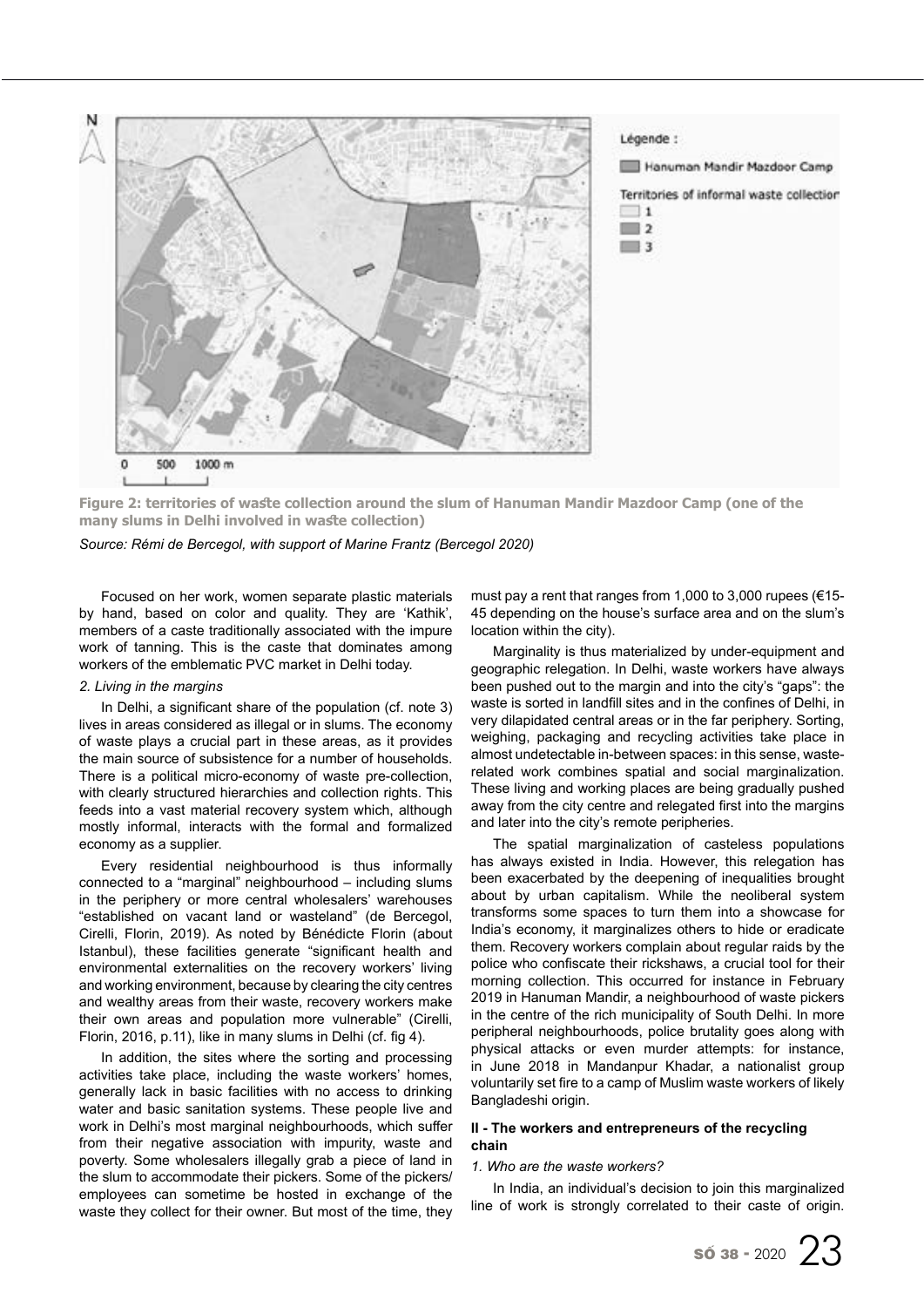Légende :

Hanuman Mandir Mazdoor Camp

Territories of informal waste collection

1

2

3

0 500 1000 m

**Figure 2: territories of waste collection around the slum of Hanuman Mandir Mazdoor Camp (one of the many slums in Delhi involved in waste collection)**

*Source: Rémi de Bercegol, with support of Marine Frantz (Bercegol 2020)*

Focused on her work, women separate plastic materials by hand, based on color and quality. They are 'Kathik', members of a caste traditionally associated with the impure work of tanning. This is the caste that dominates among workers of the emblematic PVC market in Delhi today.

*2. Living in the margins*

In Delhi, a significant share of the population (cf. note 3) lives in areas considered as illegal or in slums. The economy of waste plays a crucial part in these areas, as it provides the main source of subsistence for a number of households. There is a political micro-economy of waste pre-collection, with clearly structured hierarchies and collection rights. This feeds into a vast material recovery system which, although mostly informal, interacts with the formal and formalized economy as a supplier.

Every residential neighbourhood is thus informally connected to a "marginal" neighbourhood – including slums in the periphery or more central wholesalers' warehouses "established on vacant land or wasteland" (de Bercegol, Cirelli, Florin, 2019). As noted by Bénédicte Florin (about Istanbul), these facilities generate "significant health and environmental externalities on the recovery workers' living and working environment, because by clearing the city centres and wealthy areas from their waste, recovery workers make their own areas and population more vulnerable" (Cirelli, Florin, 2016, p.11), like in many slums in Delhi (cf. fig 4).

In addition, the sites where the sorting and processing activities take place, including the waste workers' homes, generally lack in basic facilities with no access to drinking water and basic sanitation systems. These people live and work in Delhi's most marginal neighbourhoods, which suffer from their negative association with impurity, waste and poverty. Some wholesalers illegally grab a piece of land in the slum to accommodate their pickers. Some of the pickers/employees can sometime be hosted in exchange of the waste they collect for their owner. But most of the time, they must pay a rent that ranges from 1,000 to 3,000 rupees (€15-45 depending on the house's surface area and on the slum's location within the city).

Marginality is thus materialized by under-equipment and geographic relegation. In Delhi, waste workers have always been pushed out to the margin and into the city's "gaps": the waste is sorted in landfill sites and in the confines of Delhi, in very dilapidated central areas or in the far periphery. Sorting, weighing, packaging and recycling activities take place in almost undetectable in-between spaces: in this sense, waste-related work combines spatial and social marginalization. These living and working places are being gradually pushed away from the city centre and relegated first into the margins and later into the city's remote peripheries.

The spatial marginalization of casteless populations has always existed in India. However, this relegation has been exacerbated by the deepening of inequalities brought about by urban capitalism. While the neoliberal system transforms some spaces to turn them into a showcase for India's economy, it marginalizes others to hide or eradicate them. Recovery workers complain about regular raids by the police who confiscate their rickshaws, a crucial tool for their morning collection. This occurred for instance in February 2019 in Hanuman Mandir, a neighbourhood of waste pickers in the centre of the rich municipality of South Delhi. In more peripheral neighbourhoods, police brutality goes along with physical attacks or even murder attempts: for instance, in June 2018 in Mandanpur Khadar, a nationalist group voluntarily set fire to a camp of Muslim waste workers of likely Bangladeshi origin.

## II - The workers and entrepreneurs of the recycling chain

*1. Who are the waste workers?*

In India, an individual's decision to join this marginalized line of work is strongly correlated to their caste of origin.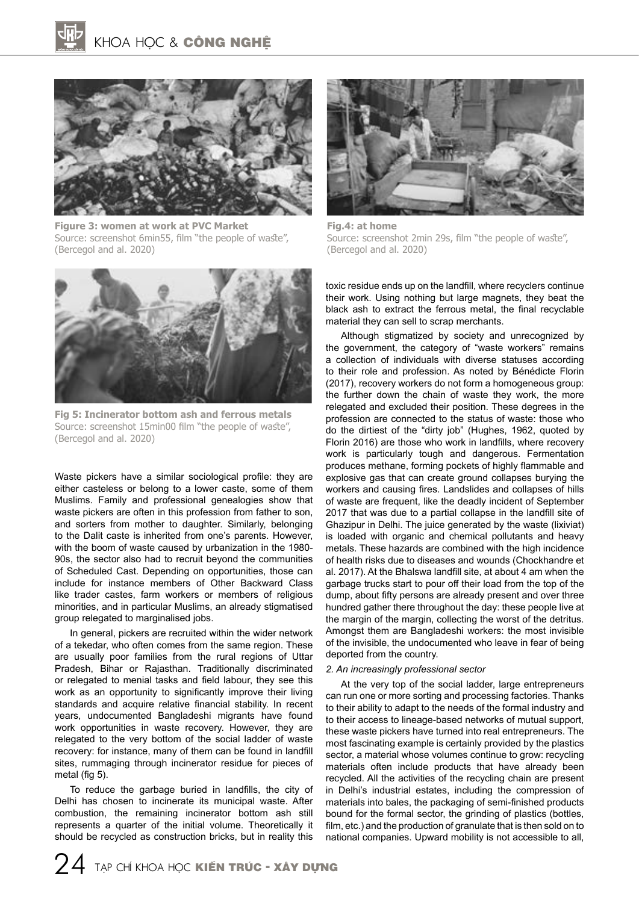Figure 3: women at work at PVC Market
Source: screenshot 6min55, film "the people of waste", (Bercegol and al. 2020)

Fig.4: at home
Source: screenshot 2min 29s, film "the people of waste", (Bercegol and al. 2020)

Fig 5: Incinerator bottom ash and ferrous metals
Source: screenshot 15min00 film "the people of waste", (Bercegol and al. 2020)

Waste pickers have a similar sociological profile: they are either casteless or belong to a lower caste, some of them Muslims. Family and professional genealogies show that waste pickers are often in this profession from father to son, and sorters from mother to daughter. Similarly, belonging to the Dalit caste is inherited from one's parents. However, with the boom of waste caused by urbanization in the 1980-90s, the sector also had to recruit beyond the communities of Scheduled Cast. Depending on opportunities, those can include for instance members of Other Backward Class like trader castes, farm workers or members of religious minorities, and in particular Muslims, an already stigmatised group relegated to marginalised jobs.

In general, pickers are recruited within the wider network of a tekedar, who often comes from the same region. These are usually poor families from the rural regions of Uttar Pradesh, Bihar or Rajasthan. Traditionally discriminated or relegated to menial tasks and field labour, they see this work as an opportunity to significantly improve their living standards and acquire relative financial stability. In recent years, undocumented Bangladeshi migrants have found work opportunities in waste recovery. However, they are relegated to the very bottom of the social ladder of waste recovery: for instance, many of them can be found in landfill sites, rummaging through incinerator residue for pieces of metal (fig 5).

To reduce the garbage buried in landfills, the city of Delhi has chosen to incinerate its municipal waste. After combustion, the remaining incinerator bottom ash still represents a quarter of the initial volume. Theoretically it should be recycled as construction bricks, but in reality this toxic residue ends up on the landfill, where recyclers continue their work. Using nothing but large magnets, they beat the black ash to extract the ferrous metal, the final recyclable material they can sell to scrap merchants.

Although stigmatized by society and unrecognized by the government, the category of "waste workers" remains a collection of individuals with diverse statuses according to their role and profession. As noted by Bénédicte Florin (2017), recovery workers do not form a homogeneous group: the further down the chain of waste they work, the more relegated and excluded their position. These degrees in the profession are connected to the status of waste: those who do the dirtiest of the "dirty job" (Hughes, 1962, quoted by Florin 2016) are those who work in landfills, where recovery work is particularly tough and dangerous. Fermentation produces methane, forming pockets of highly flammable and explosive gas that can create ground collapses burying the workers and causing fires. Landslides and collapses of hills of waste are frequent, like the deadly incident of September 2017 that was due to a partial collapse in the landfill site of Ghazipur in Delhi. The juice generated by the waste (lixiviat) is loaded with organic and chemical pollutants and heavy metals. These hazards are combined with the high incidence of health risks due to diseases and wounds (Chockhandre et al. 2017). At the Bhalswa landfill site, at about 4 am when the garbage trucks start to pour off their load from the top of the dump, about fifty persons are already present and over three hundred gather there throughout the day: these people live at the margin of the margin, collecting the worst of the detritus. Amongst them are Bangladeshi workers: the most invisible of the invisible, the undocumented who leave in fear of being deported from the country.

*2. An increasingly professional sector*

At the very top of the social ladder, large entrepreneurs can run one or more sorting and processing factories. Thanks to their ability to adapt to the needs of the formal industry and to their access to lineage-based networks of mutual support, these waste pickers have turned into real entrepreneurs. The most fascinating example is certainly provided by the plastics sector, a material whose volumes continue to grow: recycling materials often include products that have already been recycled. All the activities of the recycling chain are present in Delhi's industrial estates, including the compression of materials into bales, the packaging of semi-finished products bound for the formal sector, the grinding of plastics (bottles, film, etc.) and the production of granulate that is then sold on to national companies. Upward mobility is not accessible to all,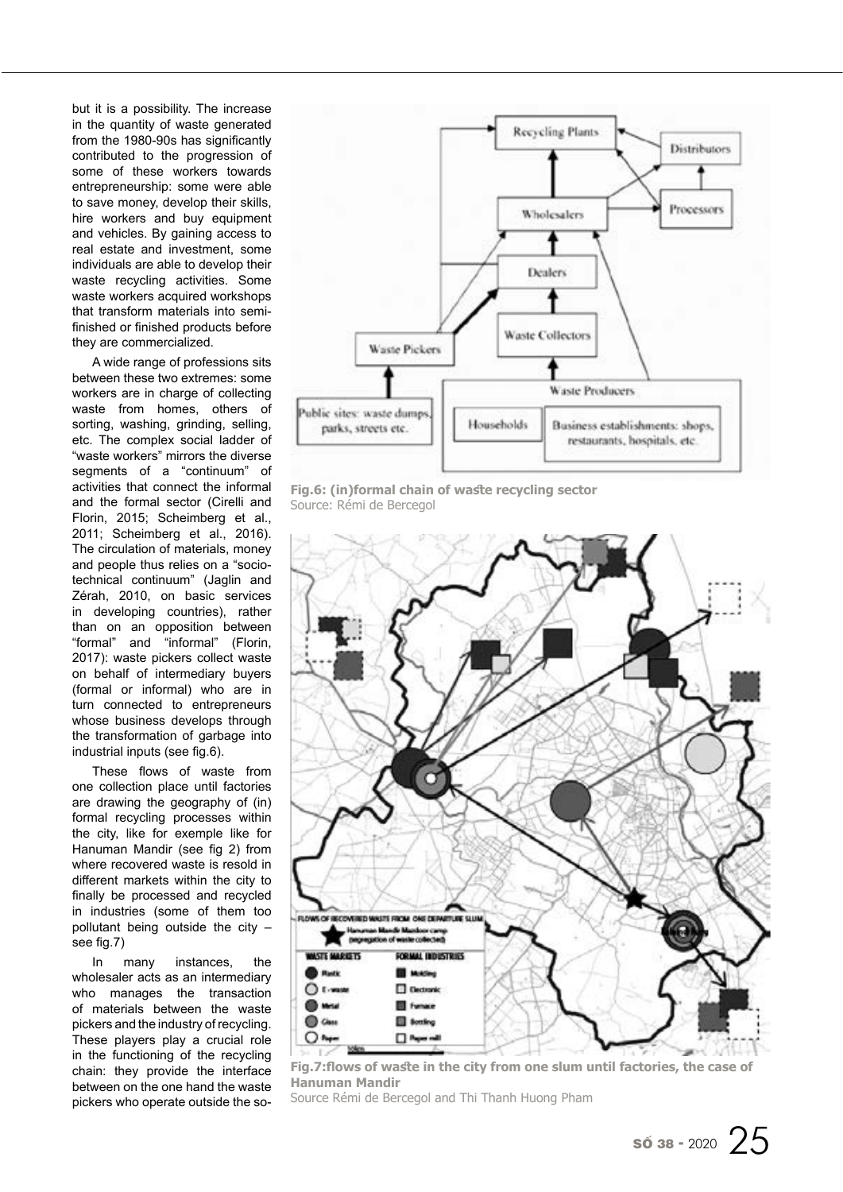but it is a possibility. The increase in the quantity of waste generated from the 1980-90s has significantly contributed to the progression of some of these workers towards entrepreneurship: some were able to save money, develop their skills, hire workers and buy equipment and vehicles. By gaining access to real estate and investment, some individuals are able to develop their waste recycling activities. Some waste workers acquired workshops that transform materials into semi-finished or finished products before they are commercialized.

A wide range of professions sits between these two extremes: some workers are in charge of collecting waste from homes, others of sorting, washing, grinding, selling, etc. The complex social ladder of "waste workers" mirrors the diverse segments of a "continuum" of activities that connect the informal and the formal sector (Cirelli and Florin, 2015; Scheimberg et al., 2011; Scheimberg et al., 2016). The circulation of materials, money and people thus relies on a "socio-technical continuum" (Jaglin and Zérah, 2010, on basic services in developing countries), rather than on an opposition between "formal" and "informal" (Florin, 2017): waste pickers collect waste on behalf of intermediary buyers (formal or informal) who are in turn connected to entrepreneurs whose business develops through the transformation of garbage into industrial inputs (see fig.6).

These flows of waste from one collection place until factories are drawing the geography of (in) formal recycling processes within the city, like for exemple like for Hanuman Mandir (see fig 2) from where recovered waste is resold in different markets within the city to finally be processed and recycled in industries (some of them too pollutant being outside the city – see fig.7)

In many instances, the wholesaler acts as an intermediary who manages the transaction of materials between the waste pickers and the industry of recycling. These players play a crucial role in the functioning of the recycling chain: they provide the interface between on the one hand the waste pickers who operate outside the so-

**Fig.6: (in)formal chain of waste recycling sector**
Source: Rémi de Bercegol

**Fig.7:flows of waste in the city from one slum until factories, the case of Hanuman Mandir**
Source Rémi de Bercegol and Thi Thanh Huong Pham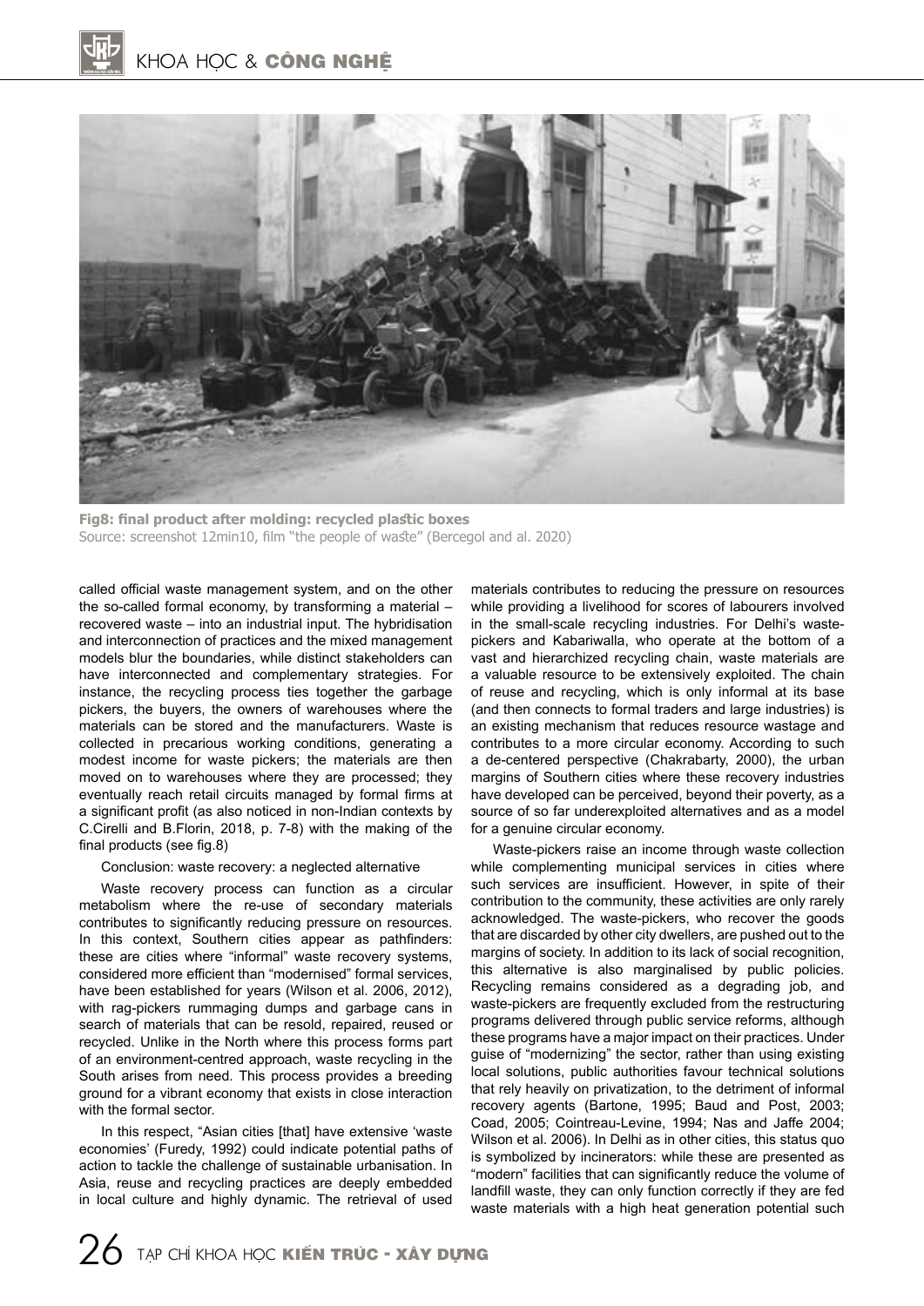Fig8: final product after molding: recycled plastic boxes
Source: screenshot 12min10, film "the people of waste" (Bercegol and al. 2020)

called official waste management system, and on the other the so-called formal economy, by transforming a material – recovered waste – into an industrial input. The hybridisation and interconnection of practices and the mixed management models blur the boundaries, while distinct stakeholders can have interconnected and complementary strategies. For instance, the recycling process ties together the garbage pickers, the buyers, the owners of warehouses where the materials can be stored and the manufacturers. Waste is collected in precarious working conditions, generating a modest income for waste pickers; the materials are then moved on to warehouses where they are processed; they eventually reach retail circuits managed by formal firms at a significant profit (as also noticed in non-Indian contexts by C.Cirelli and B.Florin, 2018, p. 7-8) with the making of the final products (see fig.8)

Conclusion: waste recovery: a neglected alternative

Waste recovery process can function as a circular metabolism where the re-use of secondary materials contributes to significantly reducing pressure on resources. In this context, Southern cities appear as pathfinders: these are cities where "informal" waste recovery systems, considered more efficient than "modernised" formal services, have been established for years (Wilson et al. 2006, 2012), with rag-pickers rummaging dumps and garbage cans in search of materials that can be resold, repaired, reused or recycled. Unlike in the North where this process forms part of an environment-centred approach, waste recycling in the South arises from need. This process provides a breeding ground for a vibrant economy that exists in close interaction with the formal sector.

In this respect, "Asian cities [that] have extensive 'waste economies' (Furedy, 1992) could indicate potential paths of action to tackle the challenge of sustainable urbanisation. In Asia, reuse and recycling practices are deeply embedded in local culture and highly dynamic. The retrieval of used materials contributes to reducing the pressure on resources while providing a livelihood for scores of labourers involved in the small-scale recycling industries. For Delhi's waste-pickers and Kabariwalla, who operate at the bottom of a vast and hierarchized recycling chain, waste materials are a valuable resource to be extensively exploited. The chain of reuse and recycling, which is only informal at its base (and then connects to formal traders and large industries) is an existing mechanism that reduces resource wastage and contributes to a more circular economy. According to such a de-centered perspective (Chakrabarty, 2000), the urban margins of Southern cities where these recovery industries have developed can be perceived, beyond their poverty, as a source of so far underexploited alternatives and as a model for a genuine circular economy.

Waste-pickers raise an income through waste collection while complementing municipal services in cities where such services are insufficient. However, in spite of their contribution to the community, these activities are only rarely acknowledged. The waste-pickers, who recover the goods that are discarded by other city dwellers, are pushed out to the margins of society. In addition to its lack of social recognition, this alternative is also marginalised by public policies. Recycling remains considered as a degrading job, and waste-pickers are frequently excluded from the restructuring programs delivered through public service reforms, although these programs have a major impact on their practices. Under guise of "modernizing" the sector, rather than using existing local solutions, public authorities favour technical solutions that rely heavily on privatization, to the detriment of informal recovery agents (Bartone, 1995; Baud and Post, 2003; Coad, 2005; Cointreau-Levine, 1994; Nas and Jaffe 2004; Wilson et al. 2006). In Delhi as in other cities, this status quo is symbolized by incinerators: while these are presented as "modern" facilities that can significantly reduce the volume of landfill waste, they can only function correctly if they are fed waste materials with a high heat generation potential such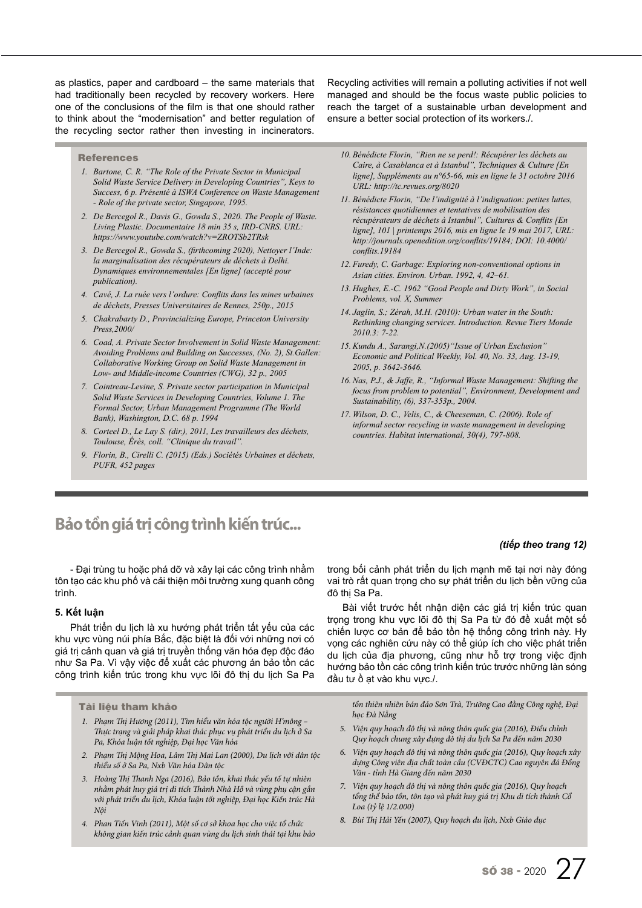as plastics, paper and cardboard – the same materials that had traditionally been recycled by recovery workers. Here one of the conclusions of the film is that one should rather to think about the "modernisation" and better regulation of the recycling sector rather then investing in incinerators. Recycling activities will remain a polluting activities if not well managed and should be the focus waste public policies to reach the target of a sustainable urban development and ensure a better social protection of its workers./.

### References

1. *Bartone, C. R. "The Role of the Private Sector in Municipal Solid Waste Service Delivery in Developing Countries", Keys to Success, 6 p. Présenté à ISWA Conference on Waste Management - Role of the private sector, Singapore, 1995.*
2. *De Bercegol R., Davis G., Gowda S., 2020. The People of Waste. Living Plastic. Documentaire 18 min 35 s, IRD-CNRS. URL: https://www.youtube.com/watch?v=ZROTSb2TRsk*
3. *De Bercegol R., Gowda S., (firthcoming 2020), Nettoyer l'Inde: la marginalisation des récupérateurs de déchets à Delhi. Dynamiques environnementales [En ligne] (accepté pour publication).*
4. *Cavé, J. La ruée vers l'ordure: Conflits dans les mines urbaines de déchets, Presses Universitaires de Rennes, 250p., 2015*
5. *Chakrabarty D., Provincializing Europe, Princeton University Press,2000/*
6. *Coad, A. Private Sector Involvement in Solid Waste Management: Avoiding Problems and Building on Successes, (No. 2), St.Gallen: Collaborative Working Group on Solid Waste Management in Low- and Middle-income Countries (CWG), 32 p., 2005*
7. *Cointreau-Levine, S. Private sector participation in Municipal Solid Waste Services in Developing Countries, Volume 1. The Formal Sector, Urban Management Programme (The World Bank), Washington, D.C. 68 p. 1994*
8. *Corteel D., Le Lay S. (dir.), 2011, Les travailleurs des déchets, Toulouse, Érès, coll. "Clinique du travail".*
9. *Florin, B., Cirelli C. (2015) (Eds.) Sociétés Urbaines et déchets, PUFR, 452 pages*
10. *Bénédicte Florin, "Rien ne se perd!: Récupérer les déchets au Caire, à Casablanca et à Istanbul", Techniques & Culture [En ligne], Suppléments au n°65-66, mis en ligne le 31 octobre 2016 URL: http://tc.revues.org/8020*
11. *Bénédicte Florin, "De l'indignité à l'indignation: petites luttes, résistances quotidiennes et tentatives de mobilisation des récupérateurs de déchets à Istanbul", Cultures & Conflits [En ligne], 101 | printemps 2016, mis en ligne le 19 mai 2017, URL: http://journals.openedition.org/conflits/19184; DOI: 10.4000/conflits.19184*
12. *Furedy, C. Garbage: Exploring non-conventional options in Asian cities. Environ. Urban. 1992, 4, 42–61.*
13. *Hughes, E.-C. 1962 "Good People and Dirty Work", in Social Problems, vol. X, Summer*
14. *Jaglin, S.; Zérah, M.H. (2010): Urban water in the South: Rethinking changing services. Introduction. Revue Tiers Monde 2010.3: 7-22.*
15. *Kundu A., Sarangi,N.(2005)"Issue of Urban Exclusion" Economic and Political Weekly, Vol. 40, No. 33, Aug. 13-19, 2005, p. 3642-3646.*
16. *Nas, P.J., & Jaffe, R., "Informal Waste Management: Shifting the focus from problem to potential", Environment, Development and Sustainability, (6), 337-353p., 2004.*
17. *Wilson, D. C., Velis, C., & Cheeseman, C. (2006). Role of informal sector recycling in waste management in developing countries. Habitat international, 30(4), 797-808.*

# Bảo tồn giá trị công trình kiến trúc...

***(tiếp theo trang 12)***

- Đại trùng tu hoặc phá dỡ và xây lại các công trình nhằm tôn tạo các khu phố và cải thiện môi trường xung quanh công trình.

**5. Kết luận**

Phát triển du lịch là xu hướng phát triển tất yếu của các khu vực vùng núi phía Bắc, đặc biệt là đối với những nơi có giá trị cảnh quan và giá trị truyền thống văn hóa đẹp độc đáo như Sa Pa. Vì vậy việc đề xuất các phương án bảo tồn các công trình kiến trúc trong khu vực lõi đô thị du lịch Sa Pa trong bối cảnh phát triển du lịch mạnh mẽ tại nơi này đóng vai trò rất quan trọng cho sự phát triển du lịch bền vững của đô thị Sa Pa.

Bài viết trước hết nhận diện các giá trị kiến trúc quan trọng trong khu vực lõi đô thị Sa Pa từ đó đề xuất một số chiến lược cơ bản để bảo tồn hệ thống công trình này. Hy vọng các nghiên cứu này có thể giúp ích cho việc phát triển du lịch của địa phương, cũng như hỗ trợ trong việc định hướng bảo tồn các công trình kiến trúc trước những làn sóng đầu tư ồ ạt vào khu vực./.

### Tài liệu tham khảo

1. *Phạm Thị Hương (2011), Tìm hiểu văn hóa tộc người H'mông – Thực trạng và giải pháp khai thác phục vụ phát triển du lịch ở Sa Pa, Khóa luận tốt nghiệp, Đại học Văn hóa*
2. *Phạm Thị Mộng Hoa, Lâm Thị Mai Lan (2000), Du lịch với dân tộc thiểu số ở Sa Pa, Nxb Văn hóa Dân tộc*
3. *Hoàng Thị Thanh Nga (2016), Bảo tồn, khai thác yếu tố tự nhiên nhằm phát huy giá trị di tích Thành Nhà Hồ và vùng phụ cận gắn với phát triển du lịch, Khóa luận tốt nghiệp, Đại học Kiến trúc Hà Nội*
4. *Phan Tiến Vinh (2011), Một số cơ sở khoa học cho việc tổ chức không gian kiến trúc cảnh quan vùng du lịch sinh thái tại khu bảo tồn thiên nhiên bán đảo Sơn Trà, Trường Cao đẳng Công nghệ, Đại học Đà Nẵng*
5. *Viện quy hoạch đô thị và nông thôn quốc gia (2016), Điều chỉnh Quy hoạch chung xây dựng đô thị du lịch Sa Pa đến năm 2030*
6. *Viện quy hoạch đô thị và nông thôn quốc gia (2016), Quy hoạch xây dựng Công viên địa chất toàn cầu (CVĐCTC) Cao nguyên đá Đồng Văn - tỉnh Hà Giang đến năm 2030*
7. *Viện quy hoạch đô thị và nông thôn quốc gia (2016), Quy hoạch tổng thể bảo tồn, tôn tạo và phát huy giá trị Khu di tích thành Cổ Loa (tỷ lệ 1/2.000)*
8. *Bùi Thị Hải Yến (2007), Quy hoạch du lịch, Nxb Giáo dục*